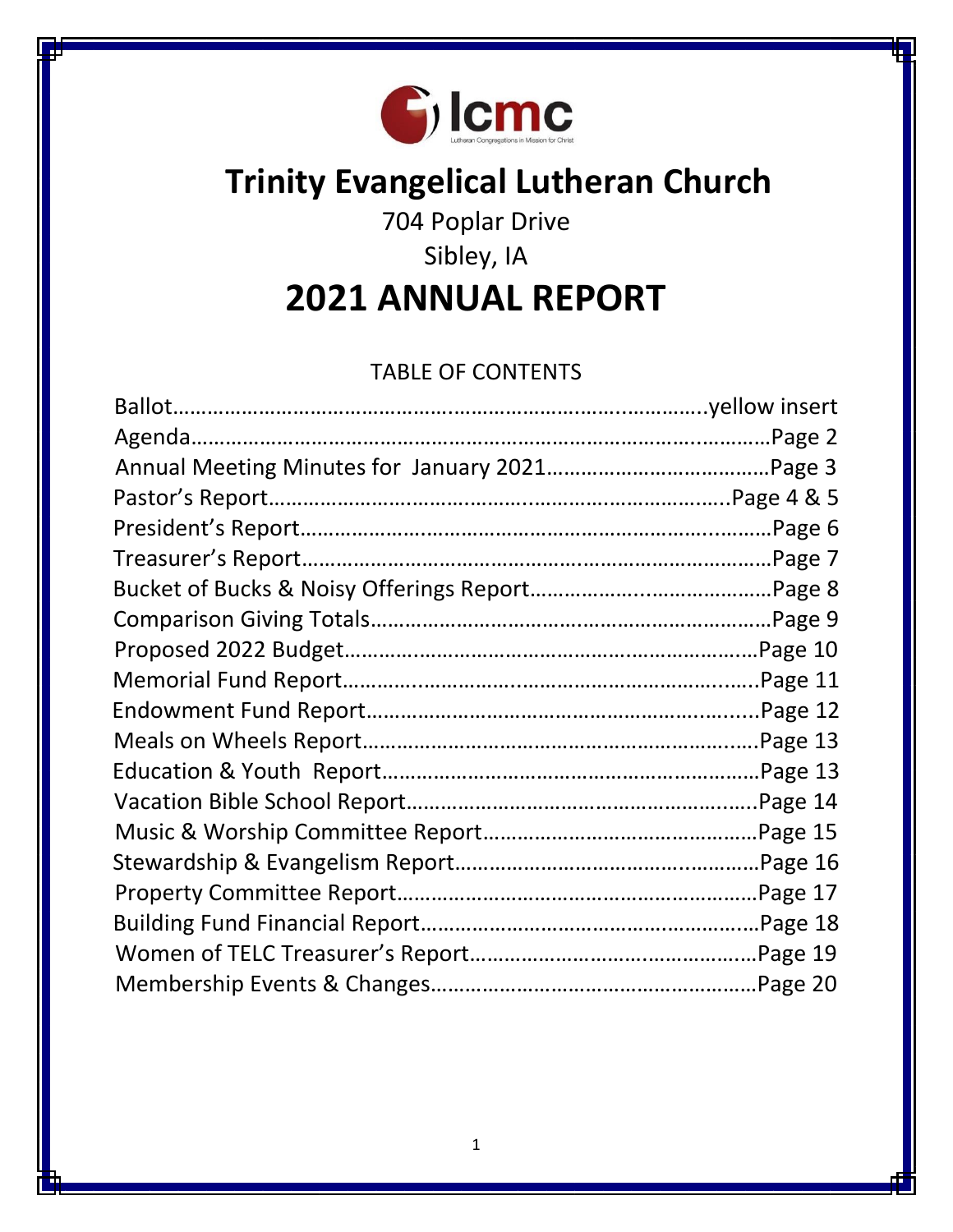lcmc

Lutheran Congregations in Mission for Christ

# Trinity Evangelical Lutheran Church

704 Poplar Drive

Sibley, IA

# 2021 ANNUAL REPORT

TABLE OF CONTENTS

| | |
|---|---|
| Ballot | yellow insert |
| Agenda | Page 2 |
| Annual Meeting Minutes for January 2021 | Page 3 |
| Pastor's Report | Page 4 & 5 |
| President's Report | Page 6 |
| Treasurer's Report | Page 7 |
| Bucket of Bucks & Noisy Offerings Report | Page 8 |
| Comparison Giving Totals | Page 9 |
| Proposed 2022 Budget | Page 10 |
| Memorial Fund Report | Page 11 |
| Endowment Fund Report | Page 12 |
| Meals on Wheels Report | Page 13 |
| Education & Youth Report | Page 13 |
| Vacation Bible School Report | Page 14 |
| Music & Worship Committee Report | Page 15 |
| Stewardship & Evangelism Report | Page 16 |
| Property Committee Report | Page 17 |
| Building Fund Financial Report | Page 18 |
| Women of TELC Treasurer's Report | Page 19 |
| Membership Events & Changes | Page 20 |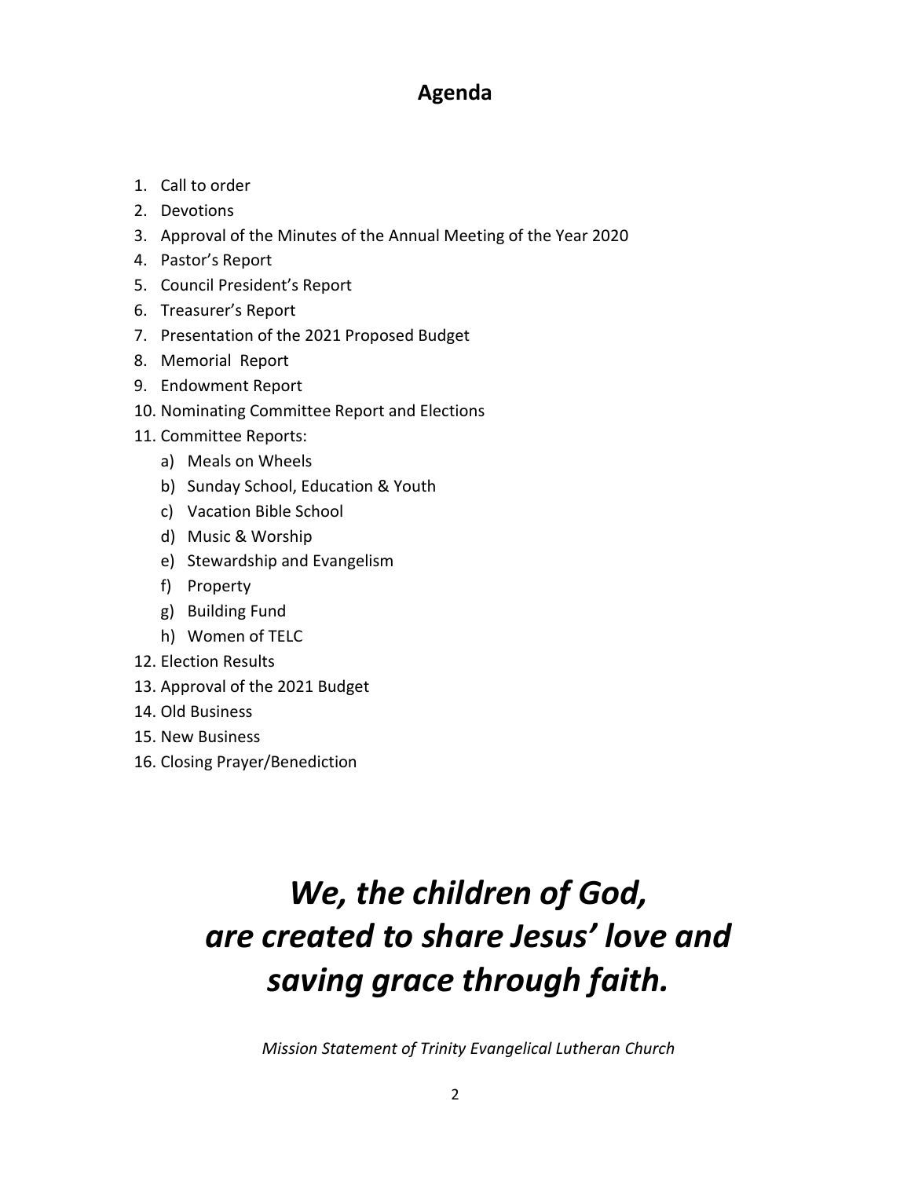## Agenda

1. Call to order
2. Devotions
3. Approval of the Minutes of the Annual Meeting of the Year 2020
4. Pastor's Report
5. Council President's Report
6. Treasurer's Report
7. Presentation of the 2021 Proposed Budget
8. Memorial Report
9. Endowment Report
10. Nominating Committee Report and Elections
11. Committee Reports:
    a) Meals on Wheels
    b) Sunday School, Education & Youth
    c) Vacation Bible School
    d) Music & Worship
    e) Stewardship and Evangelism
    f) Property
    g) Building Fund
    h) Women of TELC
12. Election Results
13. Approval of the 2021 Budget
14. Old Business
15. New Business
16. Closing Prayer/Benediction

***We, the children of God,***
***are created to share Jesus' love and***
***saving grace through faith.***

*Mission Statement of Trinity Evangelical Lutheran Church*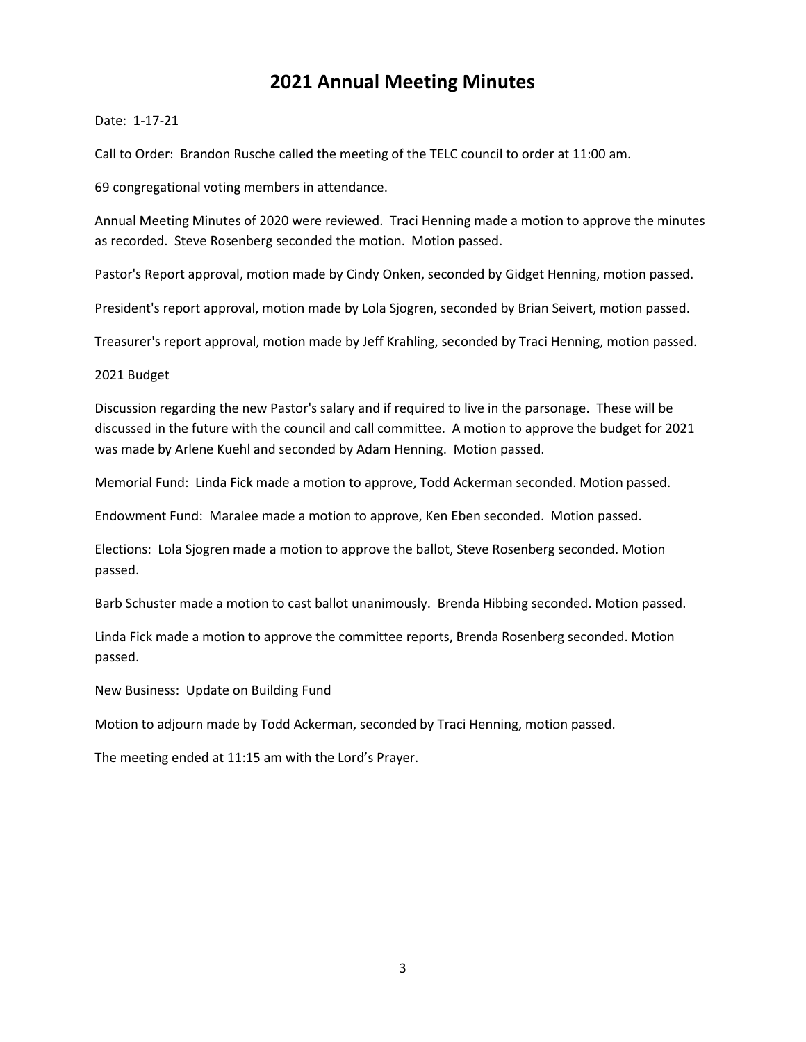# 2021 Annual Meeting Minutes

Date: 1-17-21

Call to Order: Brandon Rusche called the meeting of the TELC council to order at 11:00 am.

69 congregational voting members in attendance.

Annual Meeting Minutes of 2020 were reviewed. Traci Henning made a motion to approve the minutes as recorded. Steve Rosenberg seconded the motion. Motion passed.

Pastor's Report approval, motion made by Cindy Onken, seconded by Gidget Henning, motion passed.

President's report approval, motion made by Lola Sjogren, seconded by Brian Seivert, motion passed.

Treasurer's report approval, motion made by Jeff Krahling, seconded by Traci Henning, motion passed.

2021 Budget

Discussion regarding the new Pastor's salary and if required to live in the parsonage. These will be discussed in the future with the council and call committee. A motion to approve the budget for 2021 was made by Arlene Kuehl and seconded by Adam Henning. Motion passed.

Memorial Fund: Linda Fick made a motion to approve, Todd Ackerman seconded. Motion passed.

Endowment Fund: Maralee made a motion to approve, Ken Eben seconded. Motion passed.

Elections: Lola Sjogren made a motion to approve the ballot, Steve Rosenberg seconded. Motion passed.

Barb Schuster made a motion to cast ballot unanimously. Brenda Hibbing seconded. Motion passed.

Linda Fick made a motion to approve the committee reports, Brenda Rosenberg seconded. Motion passed.

New Business: Update on Building Fund

Motion to adjourn made by Todd Ackerman, seconded by Traci Henning, motion passed.

The meeting ended at 11:15 am with the Lord's Prayer.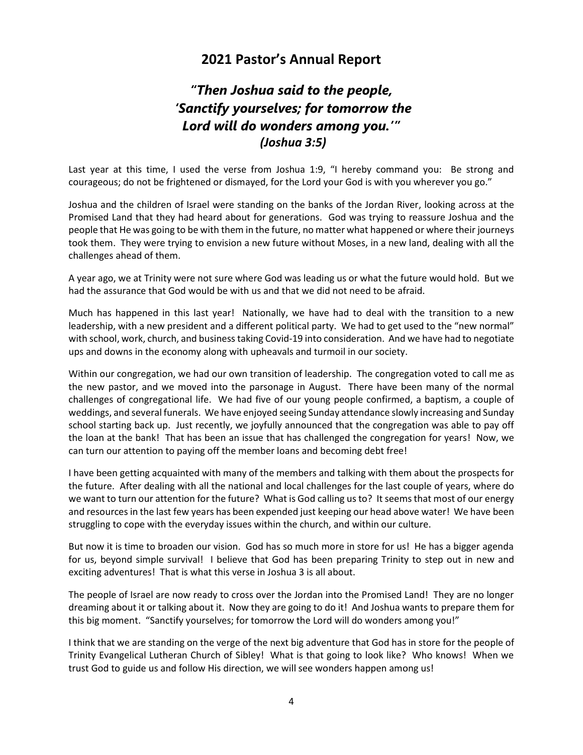## 2021 Pastor's Annual Report

### *"Then Joshua said to the people, 'Sanctify yourselves; for tomorrow the Lord will do wonders among you.'" (Joshua 3:5)*

Last year at this time, I used the verse from Joshua 1:9, "I hereby command you: Be strong and courageous; do not be frightened or dismayed, for the Lord your God is with you wherever you go."

Joshua and the children of Israel were standing on the banks of the Jordan River, looking across at the Promised Land that they had heard about for generations. God was trying to reassure Joshua and the people that He was going to be with them in the future, no matter what happened or where their journeys took them. They were trying to envision a new future without Moses, in a new land, dealing with all the challenges ahead of them.

A year ago, we at Trinity were not sure where God was leading us or what the future would hold. But we had the assurance that God would be with us and that we did not need to be afraid.

Much has happened in this last year! Nationally, we have had to deal with the transition to a new leadership, with a new president and a different political party. We had to get used to the "new normal" with school, work, church, and business taking Covid-19 into consideration. And we have had to negotiate ups and downs in the economy along with upheavals and turmoil in our society.

Within our congregation, we had our own transition of leadership. The congregation voted to call me as the new pastor, and we moved into the parsonage in August. There have been many of the normal challenges of congregational life. We had five of our young people confirmed, a baptism, a couple of weddings, and several funerals. We have enjoyed seeing Sunday attendance slowly increasing and Sunday school starting back up. Just recently, we joyfully announced that the congregation was able to pay off the loan at the bank! That has been an issue that has challenged the congregation for years! Now, we can turn our attention to paying off the member loans and becoming debt free!

I have been getting acquainted with many of the members and talking with them about the prospects for the future. After dealing with all the national and local challenges for the last couple of years, where do we want to turn our attention for the future? What is God calling us to? It seems that most of our energy and resources in the last few years has been expended just keeping our head above water! We have been struggling to cope with the everyday issues within the church, and within our culture.

But now it is time to broaden our vision. God has so much more in store for us! He has a bigger agenda for us, beyond simple survival! I believe that God has been preparing Trinity to step out in new and exciting adventures! That is what this verse in Joshua 3 is all about.

The people of Israel are now ready to cross over the Jordan into the Promised Land! They are no longer dreaming about it or talking about it. Now they are going to do it! And Joshua wants to prepare them for this big moment. "Sanctify yourselves; for tomorrow the Lord will do wonders among you!"

I think that we are standing on the verge of the next big adventure that God has in store for the people of Trinity Evangelical Lutheran Church of Sibley! What is that going to look like? Who knows! When we trust God to guide us and follow His direction, we will see wonders happen among us!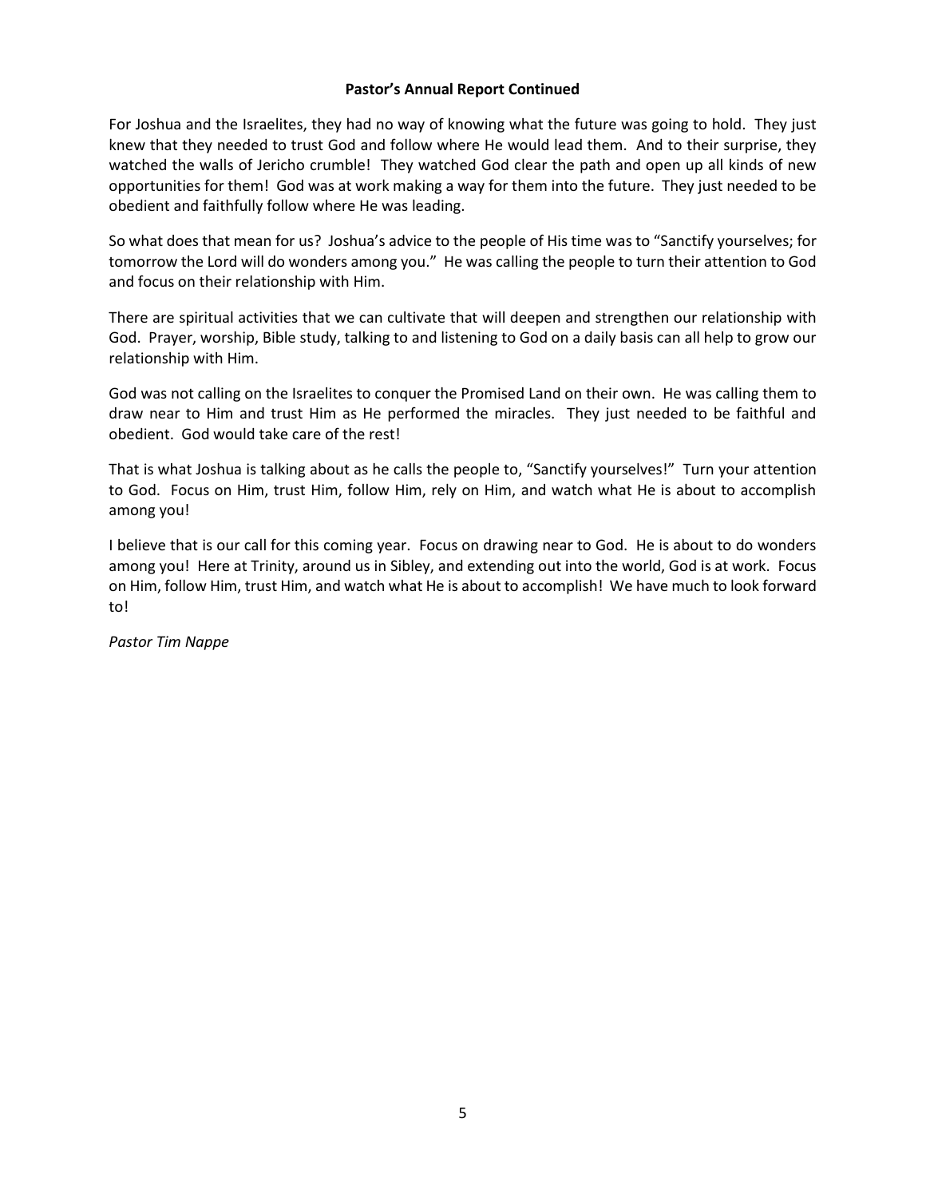**Pastor's Annual Report Continued**

For Joshua and the Israelites, they had no way of knowing what the future was going to hold. They just knew that they needed to trust God and follow where He would lead them. And to their surprise, they watched the walls of Jericho crumble! They watched God clear the path and open up all kinds of new opportunities for them! God was at work making a way for them into the future. They just needed to be obedient and faithfully follow where He was leading.

So what does that mean for us? Joshua's advice to the people of His time was to "Sanctify yourselves; for tomorrow the Lord will do wonders among you." He was calling the people to turn their attention to God and focus on their relationship with Him.

There are spiritual activities that we can cultivate that will deepen and strengthen our relationship with God. Prayer, worship, Bible study, talking to and listening to God on a daily basis can all help to grow our relationship with Him.

God was not calling on the Israelites to conquer the Promised Land on their own. He was calling them to draw near to Him and trust Him as He performed the miracles. They just needed to be faithful and obedient. God would take care of the rest!

That is what Joshua is talking about as he calls the people to, "Sanctify yourselves!" Turn your attention to God. Focus on Him, trust Him, follow Him, rely on Him, and watch what He is about to accomplish among you!

I believe that is our call for this coming year. Focus on drawing near to God. He is about to do wonders among you! Here at Trinity, around us in Sibley, and extending out into the world, God is at work. Focus on Him, follow Him, trust Him, and watch what He is about to accomplish! We have much to look forward to!

*Pastor Tim Nappe*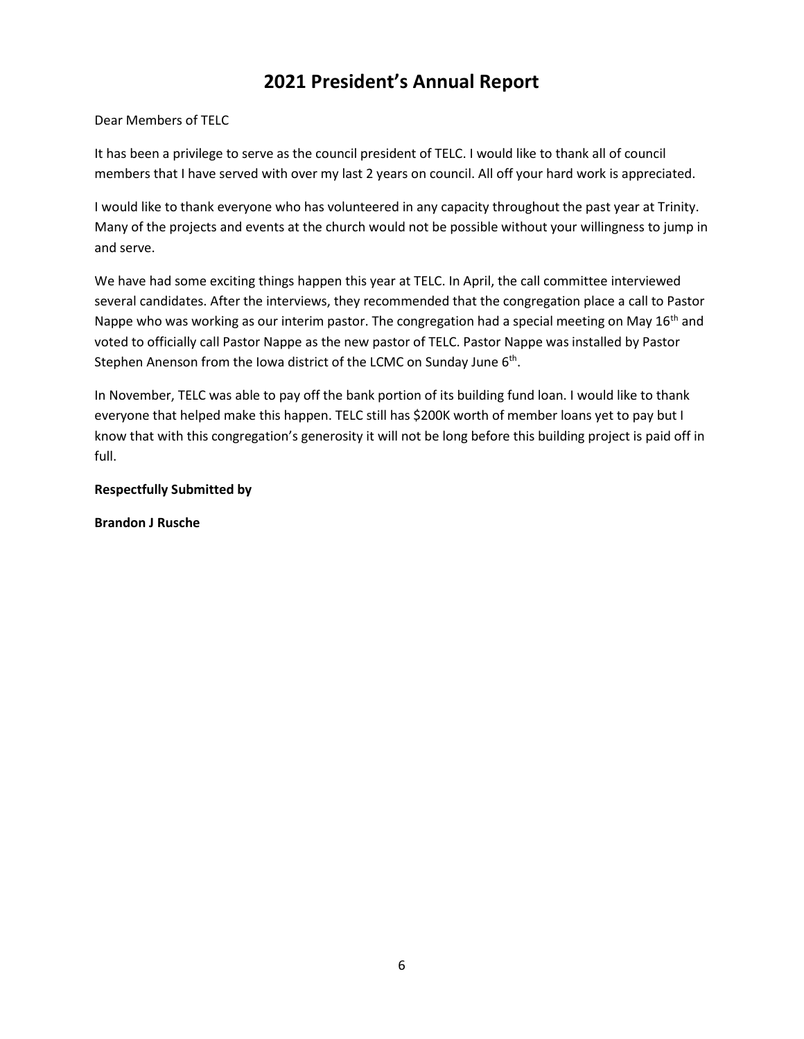# 2021 President's Annual Report

Dear Members of TELC

It has been a privilege to serve as the council president of TELC. I would like to thank all of council members that I have served with over my last 2 years on council. All off your hard work is appreciated.

I would like to thank everyone who has volunteered in any capacity throughout the past year at Trinity. Many of the projects and events at the church would not be possible without your willingness to jump in and serve.

We have had some exciting things happen this year at TELC. In April, the call committee interviewed several candidates. After the interviews, they recommended that the congregation place a call to Pastor Nappe who was working as our interim pastor. The congregation had a special meeting on May 16th and voted to officially call Pastor Nappe as the new pastor of TELC. Pastor Nappe was installed by Pastor Stephen Anenson from the Iowa district of the LCMC on Sunday June 6th.

In November, TELC was able to pay off the bank portion of its building fund loan. I would like to thank everyone that helped make this happen. TELC still has $200K worth of member loans yet to pay but I know that with this congregation's generosity it will not be long before this building project is paid off in full.

**Respectfully Submitted by**

**Brandon J Rusche**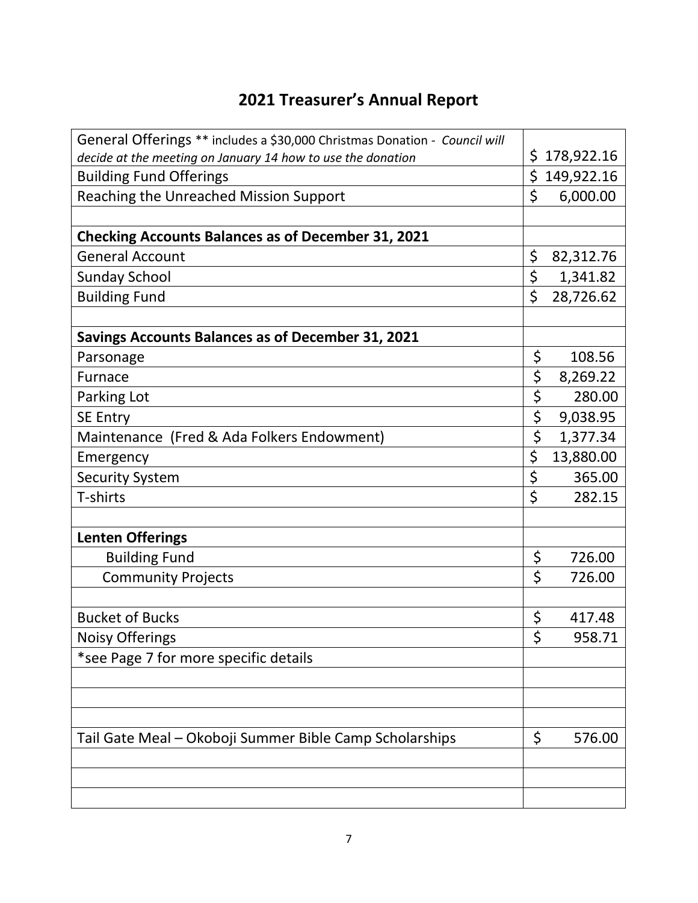# 2021 Treasurer's Annual Report

| | |
|---|---|
| General Offerings ** includes a $30,000 Christmas Donation - *Council will decide at the meeting on January 14 how to use the donation* | $ 178,922.16 |
| Building Fund Offerings | $ 149,922.16 |
| Reaching the Unreached Mission Support | $ 6,000.00 |
| | |
| **Checking Accounts Balances as of December 31, 2021** | |
| General Account | $ 82,312.76 |
| Sunday School | $ 1,341.82 |
| Building Fund | $ 28,726.62 |
| | |
| **Savings Accounts Balances as of December 31, 2021** | |
| Parsonage | $ 108.56 |
| Furnace | $ 8,269.22 |
| Parking Lot | $ 280.00 |
| SE Entry | $ 9,038.95 |
| Maintenance (Fred & Ada Folkers Endowment) | $ 1,377.34 |
| Emergency | $ 13,880.00 |
| Security System | $ 365.00 |
| T-shirts | $ 282.15 |
| | |
| **Lenten Offerings** | |
| Building Fund | $ 726.00 |
| Community Projects | $ 726.00 |
| | |
| Bucket of Bucks | $ 417.48 |
| Noisy Offerings | $ 958.71 |
| *see Page 7 for more specific details | |
| | |
| | |
| | |
| Tail Gate Meal – Okoboji Summer Bible Camp Scholarships | $ 576.00 |
| | |
| | |
| | |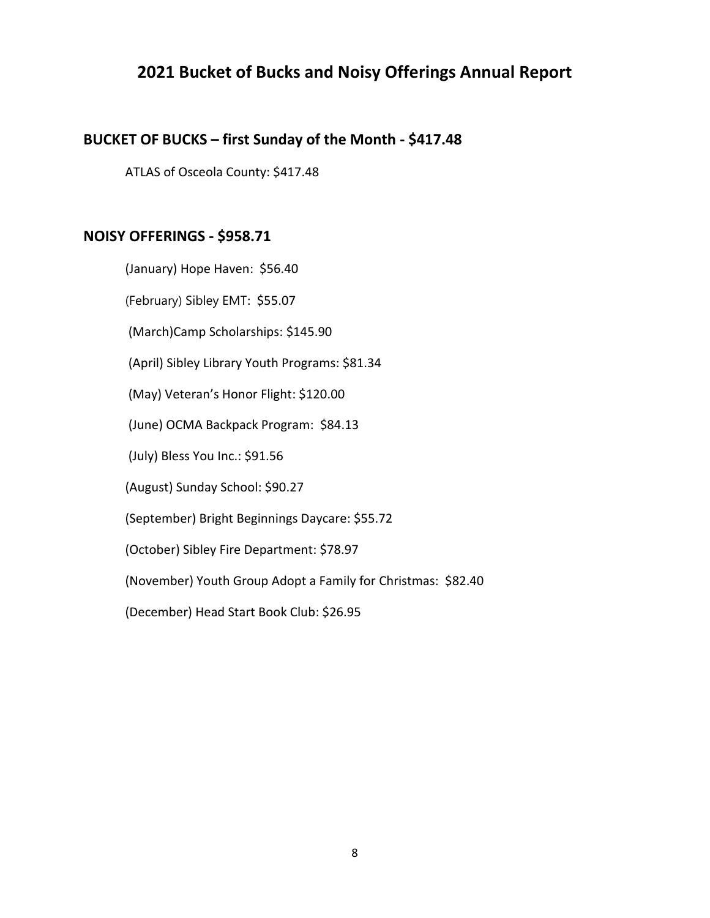# 2021 Bucket of Bucks and Noisy Offerings Annual Report

## BUCKET OF BUCKS – first Sunday of the Month - $417.48

ATLAS of Osceola County: $417.48

## NOISY OFFERINGS - $958.71

(January) Hope Haven: $56.40

(February) Sibley EMT: $55.07

(March)Camp Scholarships: $145.90

(April) Sibley Library Youth Programs: $81.34

(May) Veteran's Honor Flight: $120.00

(June) OCMA Backpack Program: $84.13

(July) Bless You Inc.: $91.56

(August) Sunday School: $90.27

(September) Bright Beginnings Daycare: $55.72

(October) Sibley Fire Department: $78.97

(November) Youth Group Adopt a Family for Christmas: $82.40

(December) Head Start Book Club: $26.95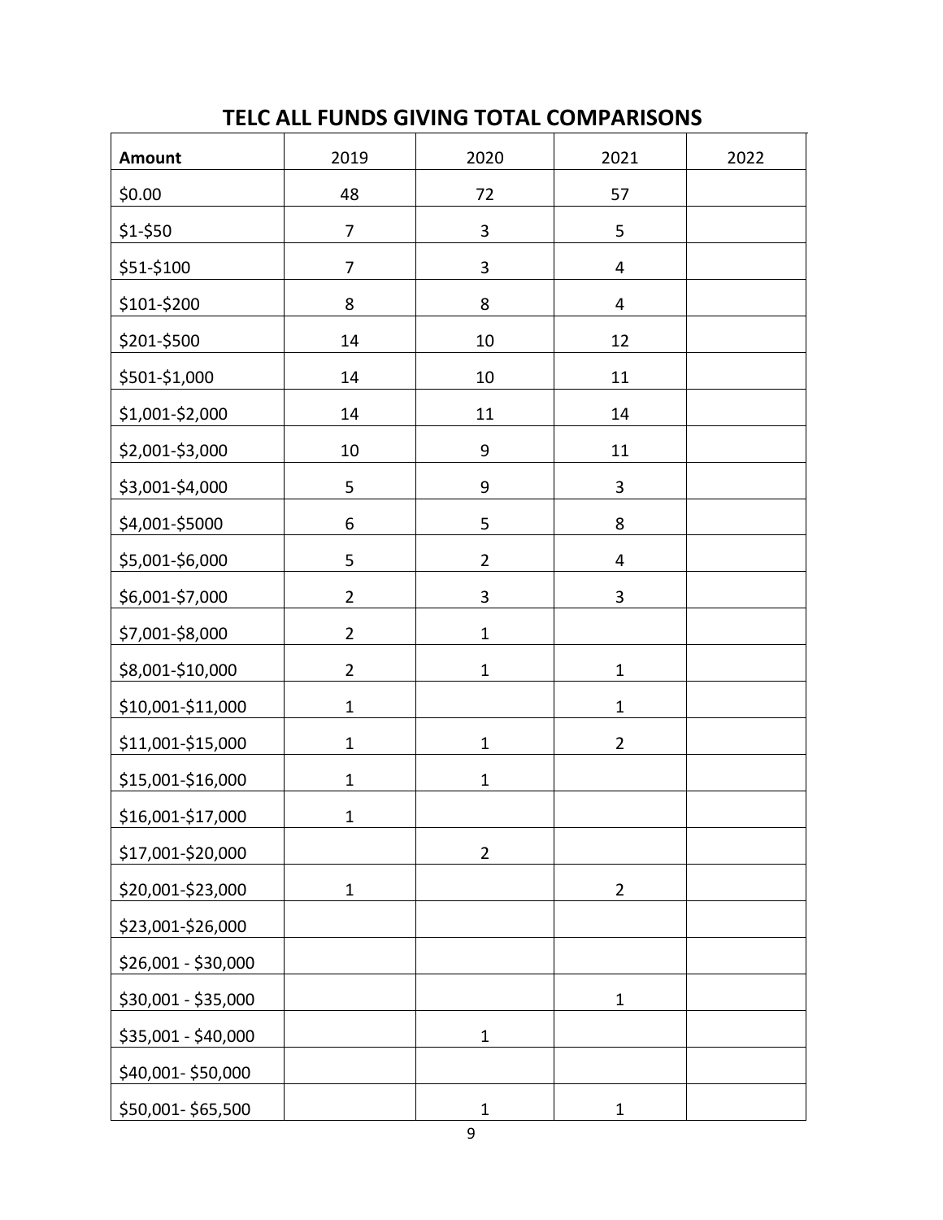# TELC ALL FUNDS GIVING TOTAL COMPARISONS

| Amount | 2019 | 2020 | 2021 | 2022 |
|---|---|---|---|---|
| $0.00 | 48 | 72 | 57 | |
| $1-$50 | 7 | 3 | 5 | |
| $51-$100 | 7 | 3 | 4 | |
| $101-$200 | 8 | 8 | 4 | |
| $201-$500 | 14 | 10 | 12 | |
| $501-$1,000 | 14 | 10 | 11 | |
| $1,001-$2,000 | 14 | 11 | 14 | |
| $2,001-$3,000 | 10 | 9 | 11 | |
| $3,001-$4,000 | 5 | 9 | 3 | |
| $4,001-$5000 | 6 | 5 | 8 | |
| $5,001-$6,000 | 5 | 2 | 4 | |
| $6,001-$7,000 | 2 | 3 | 3 | |
| $7,001-$8,000 | 2 | 1 | | |
| $8,001-$10,000 | 2 | 1 | 1 | |
| $10,001-$11,000 | 1 | | 1 | |
| $11,001-$15,000 | 1 | 1 | 2 | |
| $15,001-$16,000 | 1 | 1 | | |
| $16,001-$17,000 | 1 | | | |
| $17,001-$20,000 | | 2 | | |
| $20,001-$23,000 | 1 | | 2 | |
| $23,001-$26,000 | | | | |
| $26,001 - $30,000 | | | | |
| $30,001 - $35,000 | | | 1 | |
| $35,001 - $40,000 | | 1 | | |
| $40,001- $50,000 | | | | |
| $50,001- $65,500 | | 1 | 1 | |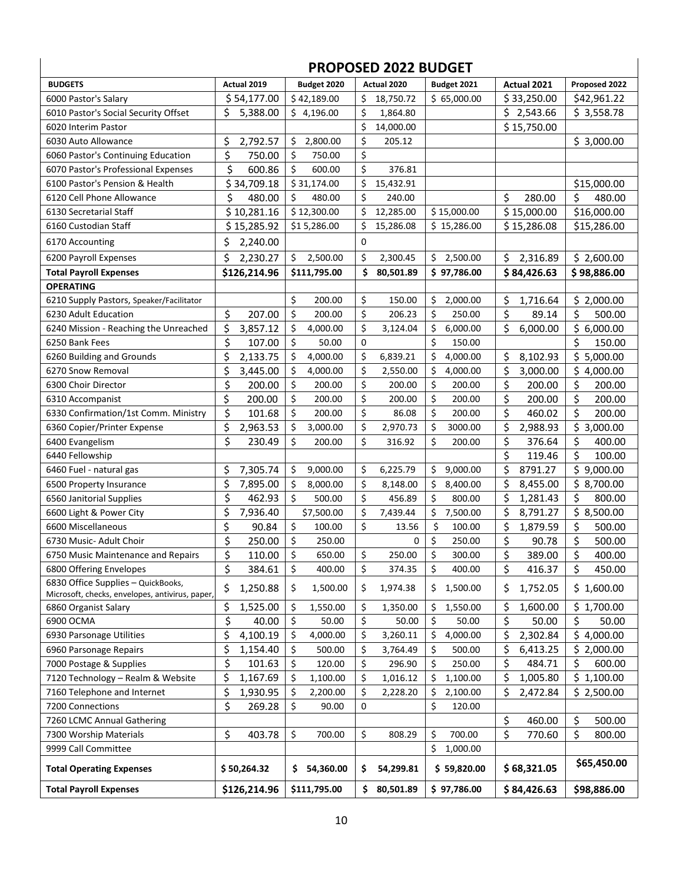# PROPOSED 2022 BUDGET

| BUDGETS | Actual 2019 | Budget 2020 | Actual 2020 | Budget 2021 | Actual 2021 | Proposed 2022 |
|---|---|---|---|---|---|---|
| 6000 Pastor's Salary | $ 54,177.00 | $ 42,189.00 | $ 18,750.72 | $ 65,000.00 | $ 33,250.00 | $42,961.22 |
| 6010 Pastor's Social Security Offset | $ 5,388.00 | $ 4,196.00 | $ 1,864.80 | | $ 2,543.66 | $ 3,558.78 |
| 6020 Interim Pastor | | | $ 14,000.00 | | $ 15,750.00 | |
| 6030 Auto Allowance | $ 2,792.57 | $ 2,800.00 | $ 205.12 | | | $ 3,000.00 |
| 6060 Pastor's Continuing Education | $ 750.00 | $ 750.00 | $ | | | |
| 6070 Pastor's Professional Expenses | $ 600.86 | $ 600.00 | $ 376.81 | | | |
| 6100 Pastor's Pension & Health | $ 34,709.18 | $ 31,174.00 | $ 15,432.91 | | | $15,000.00 |
| 6120 Cell Phone Allowance | $ 480.00 | $ 480.00 | $ 240.00 | | $ 280.00 | $ 480.00 |
| 6130 Secretarial Staff | $ 10,281.16 | $ 12,300.00 | $ 12,285.00 | $ 15,000.00 | $ 15,000.00 | $16,000.00 |
| 6160 Custodian Staff | $ 15,285.92 | $1 5,286.00 | $ 15,286.08 | $ 15,286.00 | $ 15,286.08 | $15,286.00 |
| 6170 Accounting | $ 2,240.00 | | 0 | | | |
| 6200 Payroll Expenses | $ 2,230.27 | $ 2,500.00 | $ 2,300.45 | $ 2,500.00 | $ 2,316.89 | $ 2,600.00 |
| **Total Payroll Expenses** | **$126,214.96** | **$111,795.00** | **$ 80,501.89** | **$ 97,786.00** | **$ 84,426.63** | **$ 98,886.00** |
| **OPERATING** | | | | | | |
| 6210 Supply Pastors, Speaker/Facilitator | | $ 200.00 | $ 150.00 | $ 2,000.00 | $ 1,716.64 | $ 2,000.00 |
| 6230 Adult Education | $ 207.00 | $ 200.00 | $ 206.23 | $ 250.00 | $ 89.14 | $ 500.00 |
| 6240 Mission - Reaching the Unreached | $ 3,857.12 | $ 4,000.00 | $ 3,124.04 | $ 6,000.00 | $ 6,000.00 | $ 6,000.00 |
| 6250 Bank Fees | $ 107.00 | $ 50.00 | 0 | $ 150.00 | | $ 150.00 |
| 6260 Building and Grounds | $ 2,133.75 | $ 4,000.00 | $ 6,839.21 | $ 4,000.00 | $ 8,102.93 | $ 5,000.00 |
| 6270 Snow Removal | $ 3,445.00 | $ 4,000.00 | $ 2,550.00 | $ 4,000.00 | $ 3,000.00 | $ 4,000.00 |
| 6300 Choir Director | $ 200.00 | $ 200.00 | $ 200.00 | $ 200.00 | $ 200.00 | $ 200.00 |
| 6310 Accompanist | $ 200.00 | $ 200.00 | $ 200.00 | $ 200.00 | $ 200.00 | $ 200.00 |
| 6330 Confirmation/1st Comm. Ministry | $ 101.68 | $ 200.00 | $ 86.08 | $ 200.00 | $ 460.02 | $ 200.00 |
| 6360 Copier/Printer Expense | $ 2,963.53 | $ 3,000.00 | $ 2,970.73 | $ 3000.00 | $ 2,988.93 | $ 3,000.00 |
| 6400 Evangelism | $ 230.49 | $ 200.00 | $ 316.92 | $ 200.00 | $ 376.64 | $ 400.00 |
| 6440 Fellowship | | | | | $ 119.46 | $ 100.00 |
| 6460 Fuel - natural gas | $ 7,305.74 | $ 9,000.00 | $ 6,225.79 | $ 9,000.00 | $ 8791.27 | $ 9,000.00 |
| 6500 Property Insurance | $ 7,895.00 | $ 8,000.00 | $ 8,148.00 | $ 8,400.00 | $ 8,455.00 | $ 8,700.00 |
| 6560 Janitorial Supplies | $ 462.93 | $ 500.00 | $ 456.89 | $ 800.00 | $ 1,281.43 | $ 800.00 |
| 6600 Light & Power City | $ 7,936.40 | $7,500.00 | $ 7,439.44 | $ 7,500.00 | $ 8,791.27 | $ 8,500.00 |
| 6600 Miscellaneous | $ 90.84 | $ 100.00 | $ 13.56 | $ 100.00 | $ 1,879.59 | $ 500.00 |
| 6730 Music- Adult Choir | $ 250.00 | $ 250.00 | 0 | $ 250.00 | $ 90.78 | $ 500.00 |
| 6750 Music Maintenance and Repairs | $ 110.00 | $ 650.00 | $ 250.00 | $ 300.00 | $ 389.00 | $ 400.00 |
| 6800 Offering Envelopes | $ 384.61 | $ 400.00 | $ 374.35 | $ 400.00 | $ 416.37 | $ 450.00 |
| 6830 Office Supplies – QuickBooks, Microsoft, checks, envelopes, antivirus, paper, | $ 1,250.88 | $ 1,500.00 | $ 1,974.38 | $ 1,500.00 | $ 1,752.05 | $ 1,600.00 |
| 6860 Organist Salary | $ 1,525.00 | $ 1,550.00 | $ 1,350.00 | $ 1,550.00 | $ 1,600.00 | $ 1,700.00 |
| 6900 OCMA | $ 40.00 | $ 50.00 | $ 50.00 | $ 50.00 | $ 50.00 | $ 50.00 |
| 6930 Parsonage Utilities | $ 4,100.19 | $ 4,000.00 | $ 3,260.11 | $ 4,000.00 | $ 2,302.84 | $ 4,000.00 |
| 6960 Parsonage Repairs | $ 1,154.40 | $ 500.00 | $ 3,764.49 | $ 500.00 | $ 6,413.25 | $ 2,000.00 |
| 7000 Postage & Supplies | $ 101.63 | $ 120.00 | $ 296.90 | $ 250.00 | $ 484.71 | $ 600.00 |
| 7120 Technology – Realm & Website | $ 1,167.69 | $ 1,100.00 | $ 1,016.12 | $ 1,100.00 | $ 1,005.80 | $ 1,100.00 |
| 7160 Telephone and Internet | $ 1,930.95 | $ 2,200.00 | $ 2,228.20 | $ 2,100.00 | $ 2,472.84 | $ 2,500.00 |
| 7200 Connections | $ 269.28 | $ 90.00 | 0 | $ 120.00 | | |
| 7260 LCMC Annual Gathering | | | | | $ 460.00 | $ 500.00 |
| 7300 Worship Materials | $ 403.78 | $ 700.00 | $ 808.29 | $ 700.00 | $ 770.60 | $ 800.00 |
| 9999 Call Committee | | | | $ 1,000.00 | | |
| **Total Operating Expenses** | **$ 50,264.32** | **$ 54,360.00** | **$ 54,299.81** | **$ 59,820.00** | **$ 68,321.05** | **$65,450.00** |
| **Total Payroll Expenses** | **$126,214.96** | **$111,795.00** | **$ 80,501.89** | **$ 97,786.00** | **$ 84,426.63** | **$98,886.00** |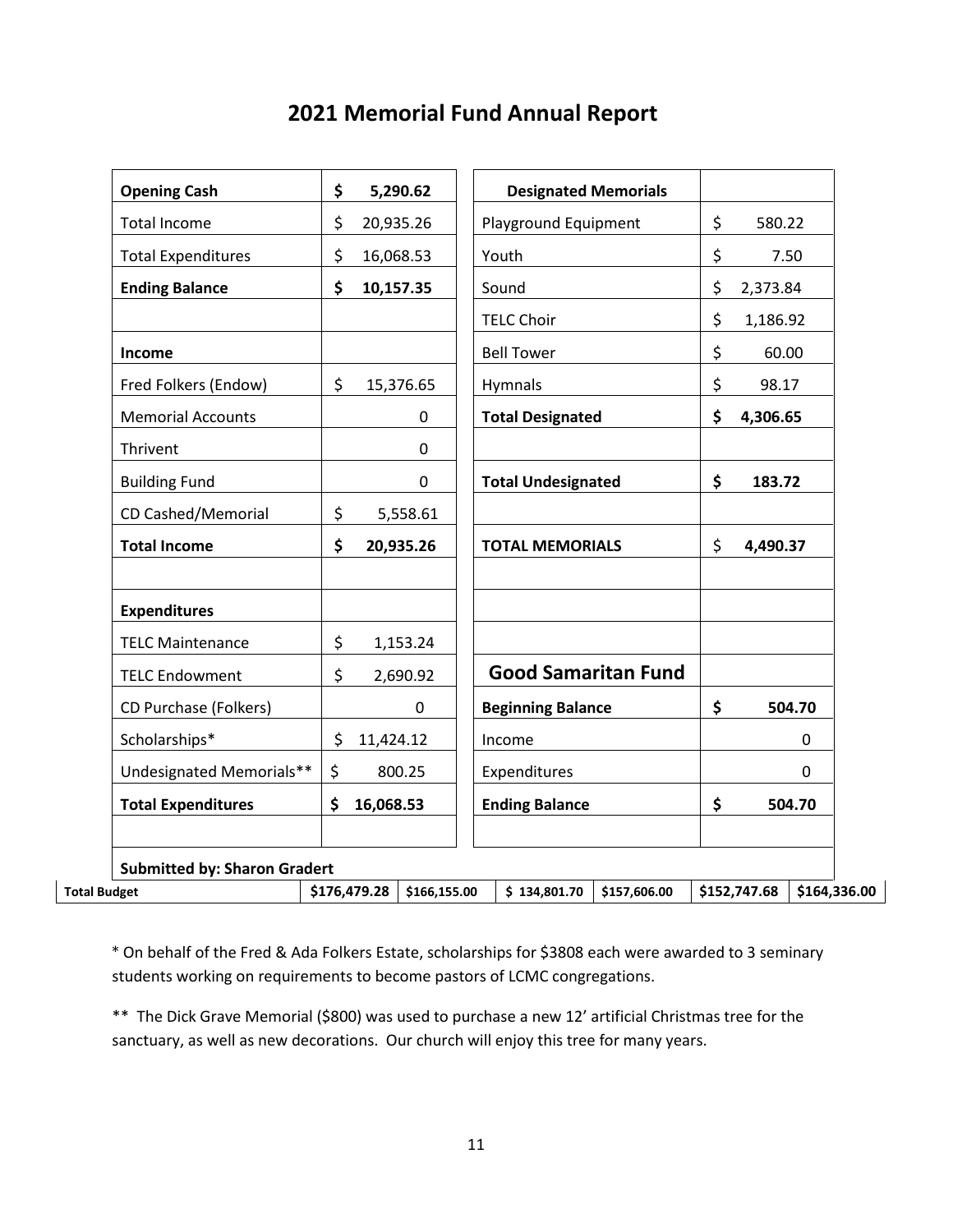# 2021 Memorial Fund Annual Report

| | | | |
|---|---|---|---|
| **Opening Cash** | **$ 5,290.62** | **Designated Memorials** | |
| Total Income | $ 20,935.26 | Playground Equipment | $ 580.22 |
| Total Expenditures | $ 16,068.53 | Youth | $ 7.50 |
| **Ending Balance** | **$ 10,157.35** | Sound | $ 2,373.84 |
| | | TELC Choir | $ 1,186.92 |
| **Income** | | Bell Tower | $ 60.00 |
| Fred Folkers (Endow) | $ 15,376.65 | Hymnals | $ 98.17 |
| Memorial Accounts | 0 | **Total Designated** | **$ 4,306.65** |
| Thrivent | 0 | | |
| Building Fund | 0 | **Total Undesignated** | **$ 183.72** |
| CD Cashed/Memorial | $ 5,558.61 | | |
| **Total Income** | **$ 20,935.26** | **TOTAL MEMORIALS** | $ **4,490.37** |
| | | | |
| **Expenditures** | | | |
| TELC Maintenance | $ 1,153.24 | | |
| TELC Endowment | $ 2,690.92 | **Good Samaritan Fund** | |
| CD Purchase (Folkers) | 0 | **Beginning Balance** | **$ 504.70** |
| Scholarships* | $ 11,424.12 | Income | 0 |
| Undesignated Memorials** | $ 800.25 | Expenditures | 0 |
| **Total Expenditures** | **$ 16,068.53** | **Ending Balance** | **$ 504.70** |

**Submitted by: Sharon Gradert**

| **Total Budget** | **$176,479.28** | **$166,155.00** | **$ 134,801.70** | **$157,606.00** | **$152,747.68** | **$164,336.00** |
|---|---|---|---|---|---|---|

* On behalf of the Fred & Ada Folkers Estate, scholarships for $3808 each were awarded to 3 seminary students working on requirements to become pastors of LCMC congregations.

** The Dick Grave Memorial ($800) was used to purchase a new 12' artificial Christmas tree for the sanctuary, as well as new decorations. Our church will enjoy this tree for many years.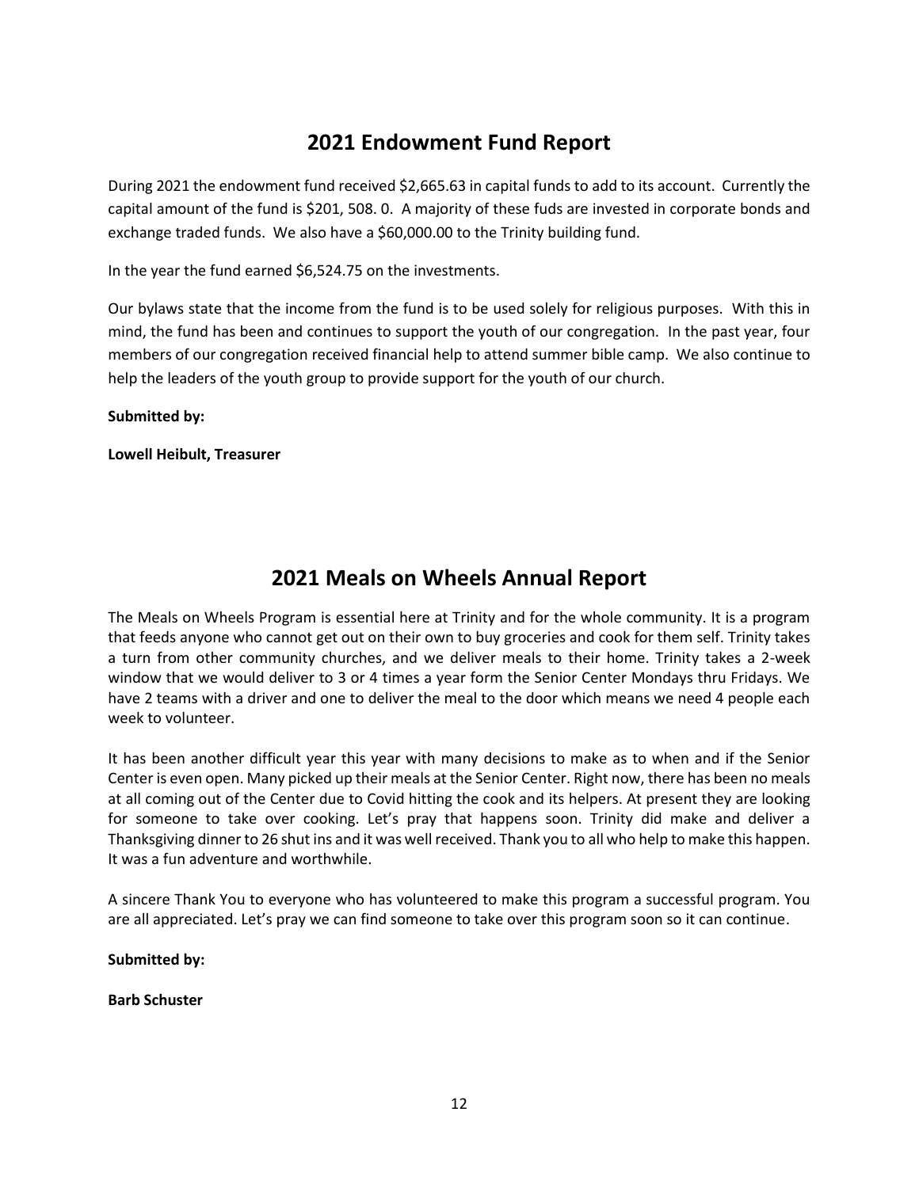## 2021 Endowment Fund Report

During 2021 the endowment fund received $2,665.63 in capital funds to add to its account. Currently the capital amount of the fund is $201, 508. 0. A majority of these fuds are invested in corporate bonds and exchange traded funds. We also have a $60,000.00 to the Trinity building fund.

In the year the fund earned $6,524.75 on the investments.

Our bylaws state that the income from the fund is to be used solely for religious purposes. With this in mind, the fund has been and continues to support the youth of our congregation. In the past year, four members of our congregation received financial help to attend summer bible camp. We also continue to help the leaders of the youth group to provide support for the youth of our church.

**Submitted by:**

**Lowell Heibult, Treasurer**

## 2021 Meals on Wheels Annual Report

The Meals on Wheels Program is essential here at Trinity and for the whole community. It is a program that feeds anyone who cannot get out on their own to buy groceries and cook for them self. Trinity takes a turn from other community churches, and we deliver meals to their home. Trinity takes a 2-week window that we would deliver to 3 or 4 times a year form the Senior Center Mondays thru Fridays. We have 2 teams with a driver and one to deliver the meal to the door which means we need 4 people each week to volunteer.

It has been another difficult year this year with many decisions to make as to when and if the Senior Center is even open. Many picked up their meals at the Senior Center. Right now, there has been no meals at all coming out of the Center due to Covid hitting the cook and its helpers. At present they are looking for someone to take over cooking. Let's pray that happens soon. Trinity did make and deliver a Thanksgiving dinner to 26 shut ins and it was well received. Thank you to all who help to make this happen. It was a fun adventure and worthwhile.

A sincere Thank You to everyone who has volunteered to make this program a successful program. You are all appreciated. Let's pray we can find someone to take over this program soon so it can continue.

**Submitted by:**

**Barb Schuster**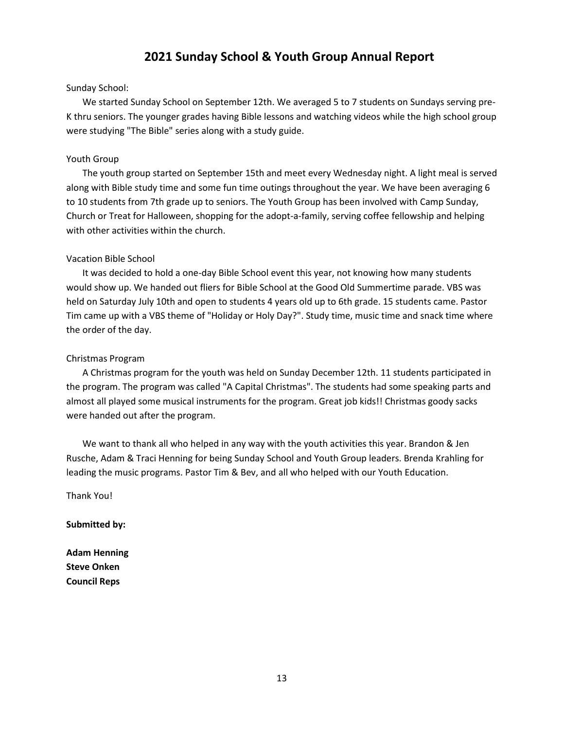# 2021 Sunday School & Youth Group Annual Report

Sunday School:

We started Sunday School on September 12th. We averaged 5 to 7 students on Sundays serving pre-K thru seniors. The younger grades having Bible lessons and watching videos while the high school group were studying "The Bible" series along with a study guide.

Youth Group

The youth group started on September 15th and meet every Wednesday night. A light meal is served along with Bible study time and some fun time outings throughout the year. We have been averaging 6 to 10 students from 7th grade up to seniors. The Youth Group has been involved with Camp Sunday, Church or Treat for Halloween, shopping for the adopt-a-family, serving coffee fellowship and helping with other activities within the church.

Vacation Bible School

It was decided to hold a one-day Bible School event this year, not knowing how many students would show up. We handed out fliers for Bible School at the Good Old Summertime parade. VBS was held on Saturday July 10th and open to students 4 years old up to 6th grade. 15 students came. Pastor Tim came up with a VBS theme of "Holiday or Holy Day?". Study time, music time and snack time where the order of the day.

Christmas Program

A Christmas program for the youth was held on Sunday December 12th. 11 students participated in the program. The program was called "A Capital Christmas". The students had some speaking parts and almost all played some musical instruments for the program. Great job kids!! Christmas goody sacks were handed out after the program.

We want to thank all who helped in any way with the youth activities this year. Brandon & Jen Rusche, Adam & Traci Henning for being Sunday School and Youth Group leaders. Brenda Krahling for leading the music programs. Pastor Tim & Bev, and all who helped with our Youth Education.

Thank You!

**Submitted by:**

**Adam Henning**  
**Steve Onken**  
**Council Reps**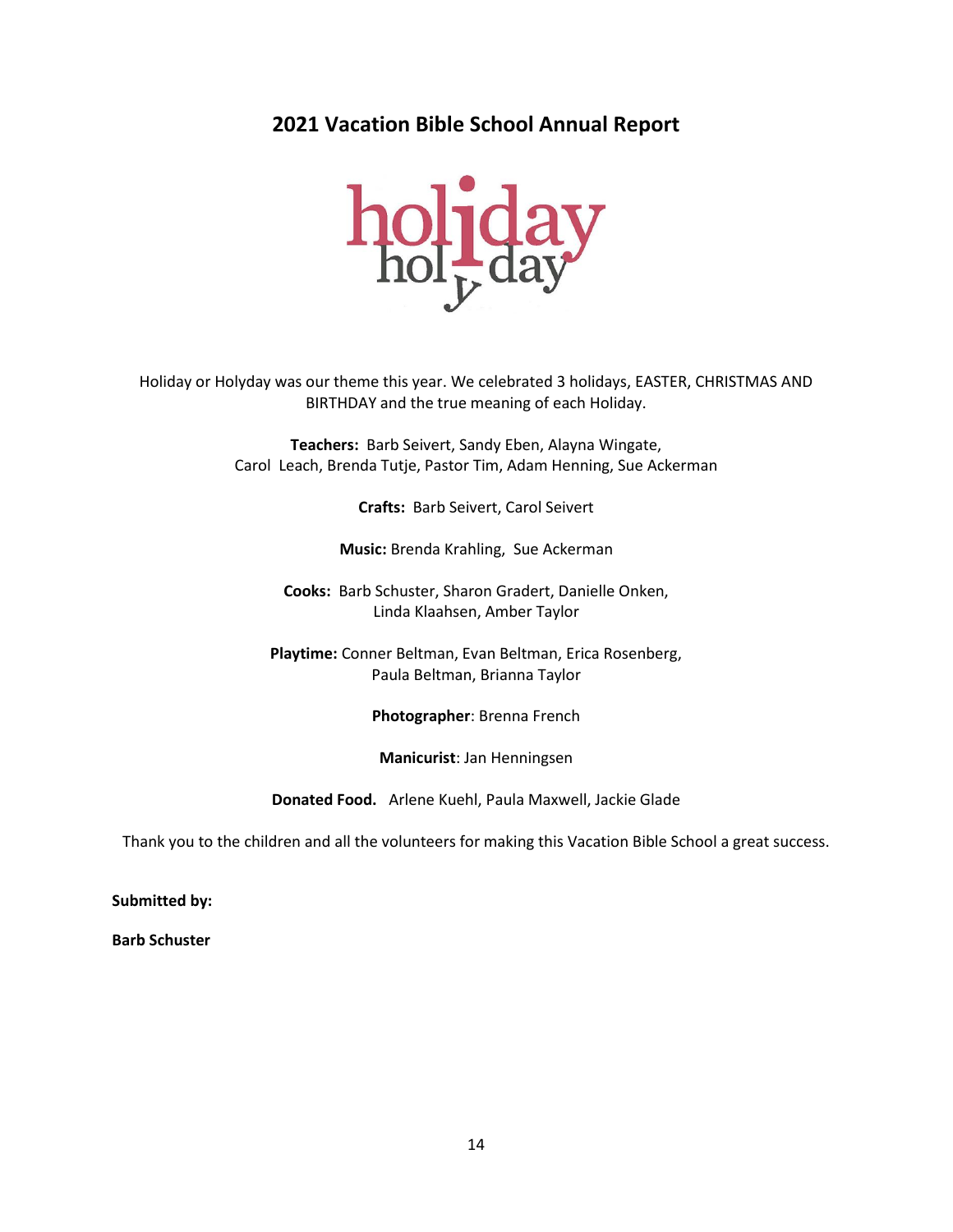## 2021 Vacation Bible School Annual Report

Holiday or Holyday was our theme this year. We celebrated 3 holidays, EASTER, CHRISTMAS AND BIRTHDAY and the true meaning of each Holiday.

**Teachers:** Barb Seivert, Sandy Eben, Alayna Wingate, Carol Leach, Brenda Tutje, Pastor Tim, Adam Henning, Sue Ackerman

**Crafts:** Barb Seivert, Carol Seivert

**Music:** Brenda Krahling, Sue Ackerman

**Cooks:** Barb Schuster, Sharon Gradert, Danielle Onken, Linda Klaahsen, Amber Taylor

**Playtime:** Conner Beltman, Evan Beltman, Erica Rosenberg, Paula Beltman, Brianna Taylor

**Photographer**: Brenna French

**Manicurist**: Jan Henningsen

**Donated Food.** Arlene Kuehl, Paula Maxwell, Jackie Glade

Thank you to the children and all the volunteers for making this Vacation Bible School a great success.

**Submitted by:**

**Barb Schuster**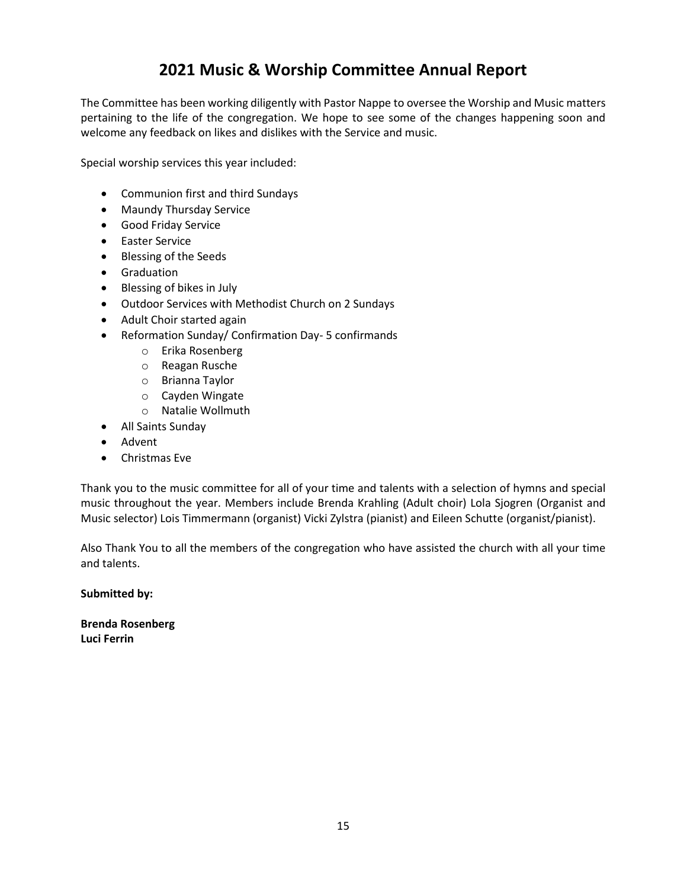# 2021 Music & Worship Committee Annual Report

The Committee has been working diligently with Pastor Nappe to oversee the Worship and Music matters pertaining to the life of the congregation. We hope to see some of the changes happening soon and welcome any feedback on likes and dislikes with the Service and music.

Special worship services this year included:

- Communion first and third Sundays
- Maundy Thursday Service
- Good Friday Service
- Easter Service
- Blessing of the Seeds
- Graduation
- Blessing of bikes in July
- Outdoor Services with Methodist Church on 2 Sundays
- Adult Choir started again
- Reformation Sunday/ Confirmation Day- 5 confirmands
  - Erika Rosenberg
  - Reagan Rusche
  - Brianna Taylor
  - Cayden Wingate
  - Natalie Wollmuth
- All Saints Sunday
- Advent
- Christmas Eve

Thank you to the music committee for all of your time and talents with a selection of hymns and special music throughout the year. Members include Brenda Krahling (Adult choir) Lola Sjogren (Organist and Music selector) Lois Timmermann (organist) Vicki Zylstra (pianist) and Eileen Schutte (organist/pianist).

Also Thank You to all the members of the congregation who have assisted the church with all your time and talents.

**Submitted by:**

**Brenda Rosenberg**
**Luci Ferrin**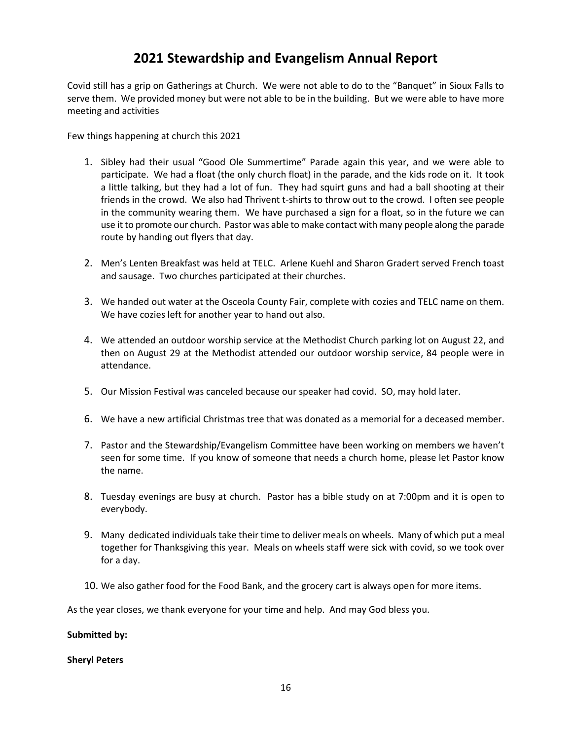# 2021 Stewardship and Evangelism Annual Report

Covid still has a grip on Gatherings at Church. We were not able to do to the "Banquet" in Sioux Falls to serve them. We provided money but were not able to be in the building. But we were able to have more meeting and activities

Few things happening at church this 2021

1. Sibley had their usual "Good Ole Summertime" Parade again this year, and we were able to participate. We had a float (the only church float) in the parade, and the kids rode on it. It took a little talking, but they had a lot of fun. They had squirt guns and had a ball shooting at their friends in the crowd. We also had Thrivent t-shirts to throw out to the crowd. I often see people in the community wearing them. We have purchased a sign for a float, so in the future we can use it to promote our church. Pastor was able to make contact with many people along the parade route by handing out flyers that day.

2. Men's Lenten Breakfast was held at TELC. Arlene Kuehl and Sharon Gradert served French toast and sausage. Two churches participated at their churches.

3. We handed out water at the Osceola County Fair, complete with cozies and TELC name on them. We have cozies left for another year to hand out also.

4. We attended an outdoor worship service at the Methodist Church parking lot on August 22, and then on August 29 at the Methodist attended our outdoor worship service, 84 people were in attendance.

5. Our Mission Festival was canceled because our speaker had covid. SO, may hold later.

6. We have a new artificial Christmas tree that was donated as a memorial for a deceased member.

7. Pastor and the Stewardship/Evangelism Committee have been working on members we haven't seen for some time. If you know of someone that needs a church home, please let Pastor know the name.

8. Tuesday evenings are busy at church. Pastor has a bible study on at 7:00pm and it is open to everybody.

9. Many dedicated individuals take their time to deliver meals on wheels. Many of which put a meal together for Thanksgiving this year. Meals on wheels staff were sick with covid, so we took over for a day.

10. We also gather food for the Food Bank, and the grocery cart is always open for more items.

As the year closes, we thank everyone for your time and help. And may God bless you.

**Submitted by:**

**Sheryl Peters**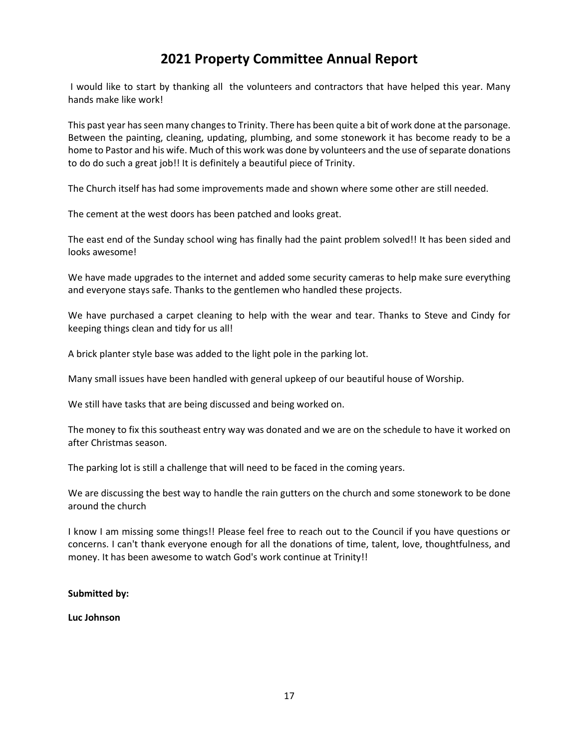# 2021 Property Committee Annual Report

I would like to start by thanking all the volunteers and contractors that have helped this year. Many hands make like work!

This past year has seen many changes to Trinity. There has been quite a bit of work done at the parsonage. Between the painting, cleaning, updating, plumbing, and some stonework it has become ready to be a home to Pastor and his wife. Much of this work was done by volunteers and the use of separate donations to do do such a great job!! It is definitely a beautiful piece of Trinity.

The Church itself has had some improvements made and shown where some other are still needed.

The cement at the west doors has been patched and looks great.

The east end of the Sunday school wing has finally had the paint problem solved!! It has been sided and looks awesome!

We have made upgrades to the internet and added some security cameras to help make sure everything and everyone stays safe. Thanks to the gentlemen who handled these projects.

We have purchased a carpet cleaning to help with the wear and tear. Thanks to Steve and Cindy for keeping things clean and tidy for us all!

A brick planter style base was added to the light pole in the parking lot.

Many small issues have been handled with general upkeep of our beautiful house of Worship.

We still have tasks that are being discussed and being worked on.

The money to fix this southeast entry way was donated and we are on the schedule to have it worked on after Christmas season.

The parking lot is still a challenge that will need to be faced in the coming years.

We are discussing the best way to handle the rain gutters on the church and some stonework to be done around the church

I know I am missing some things!! Please feel free to reach out to the Council if you have questions or concerns. I can't thank everyone enough for all the donations of time, talent, love, thoughtfulness, and money. It has been awesome to watch God's work continue at Trinity!!

**Submitted by:**

**Luc Johnson**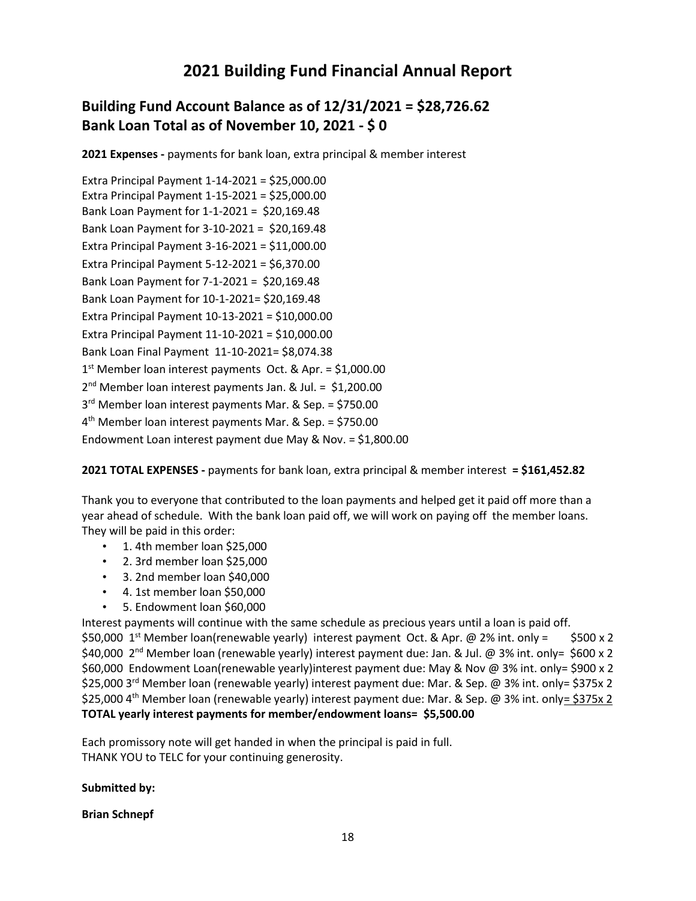# 2021 Building Fund Financial Annual Report

## Building Fund Account Balance as of 12/31/2021 = $28,726.62
## Bank Loan Total as of November 10, 2021 - $ 0

**2021 Expenses -** payments for bank loan, extra principal & member interest

Extra Principal Payment 1-14-2021 = $25,000.00
Extra Principal Payment 1-15-2021 = $25,000.00
Bank Loan Payment for 1-1-2021 = $20,169.48
Bank Loan Payment for 3-10-2021 = $20,169.48
Extra Principal Payment 3-16-2021 = $11,000.00
Extra Principal Payment 5-12-2021 = $6,370.00
Bank Loan Payment for 7-1-2021 = $20,169.48
Bank Loan Payment for 10-1-2021= $20,169.48
Extra Principal Payment 10-13-2021 = $10,000.00
Extra Principal Payment 11-10-2021 = $10,000.00
Bank Loan Final Payment 11-10-2021= $8,074.38
1st Member loan interest payments Oct. & Apr. = $1,000.00
2nd Member loan interest payments Jan. & Jul. = $1,200.00
3rd Member loan interest payments Mar. & Sep. = $750.00
4th Member loan interest payments Mar. & Sep. = $750.00
Endowment Loan interest payment due May & Nov. = $1,800.00

**2021 TOTAL EXPENSES -** payments for bank loan, extra principal & member interest **= $161,452.82**

Thank you to everyone that contributed to the loan payments and helped get it paid off more than a year ahead of schedule. With the bank loan paid off, we will work on paying off the member loans. They will be paid in this order:

- 1. 4th member loan $25,000
- 2. 3rd member loan $25,000
- 3. 2nd member loan $40,000
- 4. 1st member loan $50,000
- 5. Endowment loan $60,000

Interest payments will continue with the same schedule as precious years until a loan is paid off.
$50,000 1st Member loan(renewable yearly) interest payment Oct. & Apr. @ 2% int. only = $500 x 2
$40,000 2nd Member loan (renewable yearly) interest payment due: Jan. & Jul. @ 3% int. only= $600 x 2
$60,000 Endowment Loan(renewable yearly)interest payment due: May & Nov @ 3% int. only= $900 x 2
$25,000 3rd Member loan (renewable yearly) interest payment due: Mar. & Sep. @ 3% int. only= $375x 2
$25,000 4th Member loan (renewable yearly) interest payment due: Mar. & Sep. @ 3% int. only= $375x 2
**TOTAL yearly interest payments for member/endowment loans= $5,500.00**

Each promissory note will get handed in when the principal is paid in full.
THANK YOU to TELC for your continuing generosity.

**Submitted by:**

**Brian Schnepf**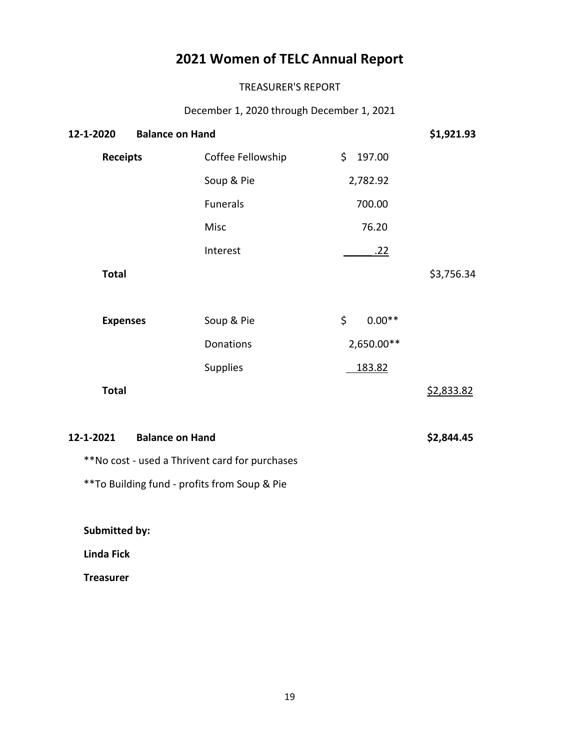# 2021 Women of TELC Annual Report

TREASURER'S REPORT

December 1, 2020 through December 1, 2021

| | | | |
|---|---|---|---|
| **12-1-2020 Balance on Hand** | | | **$1,921.93** |
| **Receipts** | Coffee Fellowship | $ 197.00 | |
| | Soup & Pie | 2,782.92 | |
| | Funerals | 700.00 | |
| | Misc | 76.20 | |
| | Interest | .22 | |
| **Total** | | | $3,756.34 |
| **Expenses** | Soup & Pie | $ 0.00** | |
| | Donations | 2,650.00** | |
| | Supplies | 183.82 | |
| **Total** | | | $2,833.82 |
| **12-1-2021 Balance on Hand** | | | **$2,844.45** |

**No cost - used a Thrivent card for purchases

**To Building fund - profits from Soup & Pie

**Submitted by:**

**Linda Fick**

**Treasurer**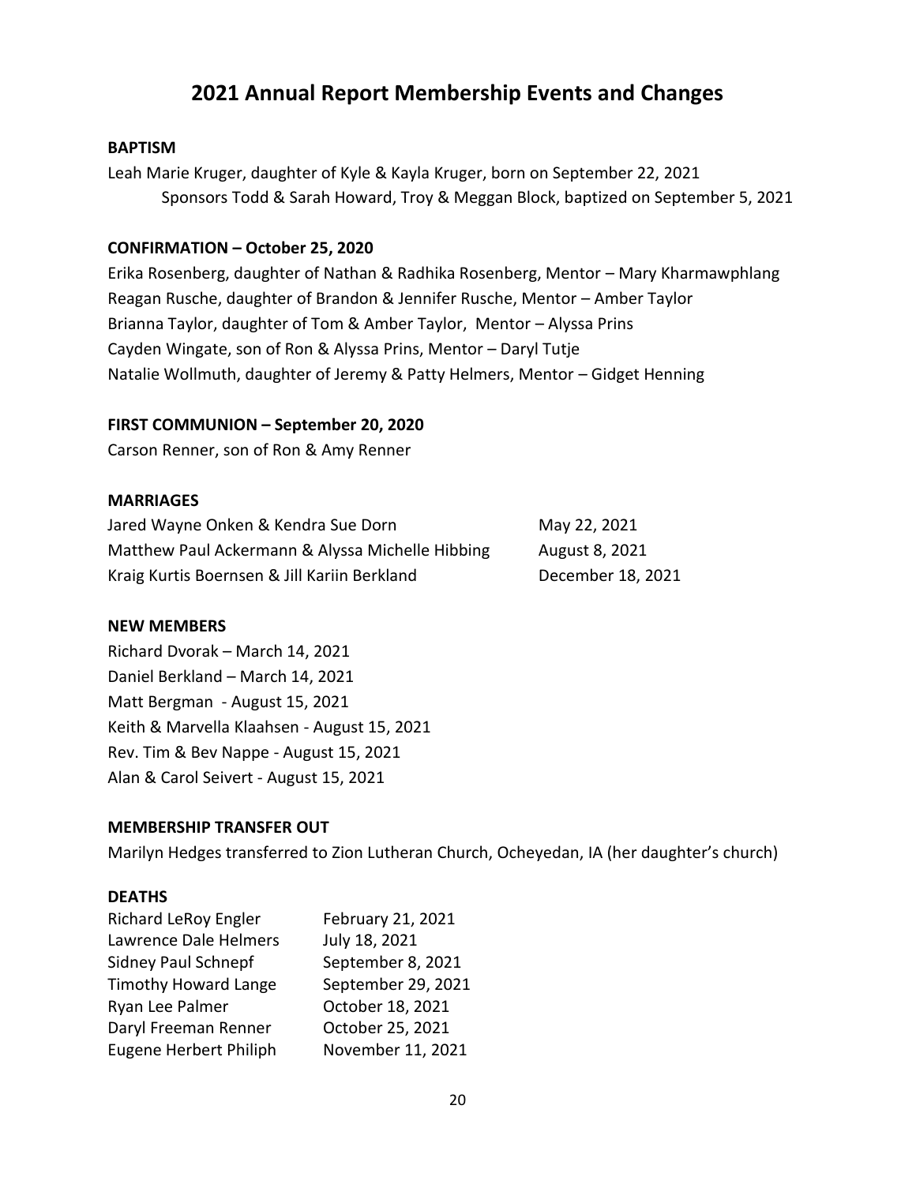# 2021 Annual Report Membership Events and Changes

**BAPTISM**

Leah Marie Kruger, daughter of Kyle & Kayla Kruger, born on September 22, 2021
Sponsors Todd & Sarah Howard, Troy & Meggan Block, baptized on September 5, 2021

**CONFIRMATION – October 25, 2020**

Erika Rosenberg, daughter of Nathan & Radhika Rosenberg, Mentor – Mary Kharmawphlang
Reagan Rusche, daughter of Brandon & Jennifer Rusche, Mentor – Amber Taylor
Brianna Taylor, daughter of Tom & Amber Taylor, Mentor – Alyssa Prins
Cayden Wingate, son of Ron & Alyssa Prins, Mentor – Daryl Tutje
Natalie Wollmuth, daughter of Jeremy & Patty Helmers, Mentor – Gidget Henning

**FIRST COMMUNION – September 20, 2020**

Carson Renner, son of Ron & Amy Renner

**MARRIAGES**

| | |
|---|---|
| Jared Wayne Onken & Kendra Sue Dorn | May 22, 2021 |
| Matthew Paul Ackermann & Alyssa Michelle Hibbing | August 8, 2021 |
| Kraig Kurtis Boernsen & Jill Kariin Berkland | December 18, 2021 |

**NEW MEMBERS**

Richard Dvorak – March 14, 2021
Daniel Berkland – March 14, 2021
Matt Bergman - August 15, 2021
Keith & Marvella Klaahsen - August 15, 2021
Rev. Tim & Bev Nappe - August 15, 2021
Alan & Carol Seivert - August 15, 2021

**MEMBERSHIP TRANSFER OUT**

Marilyn Hedges transferred to Zion Lutheran Church, Ocheyedan, IA (her daughter's church)

**DEATHS**

| | |
|---|---|
| Richard LeRoy Engler | February 21, 2021 |
| Lawrence Dale Helmers | July 18, 2021 |
| Sidney Paul Schnepf | September 8, 2021 |
| Timothy Howard Lange | September 29, 2021 |
| Ryan Lee Palmer | October 18, 2021 |
| Daryl Freeman Renner | October 25, 2021 |
| Eugene Herbert Philiph | November 11, 2021 |